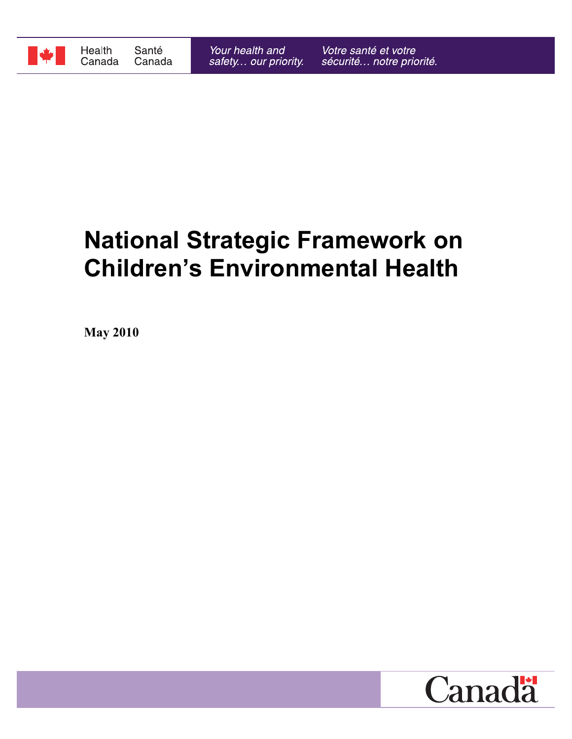Health Canada | Santé Canada

*Your health and safety… our priority.* *Votre santé et votre sécurité… notre priorité.*

# National Strategic Framework on Children's Environmental Health

**May 2010**

Canada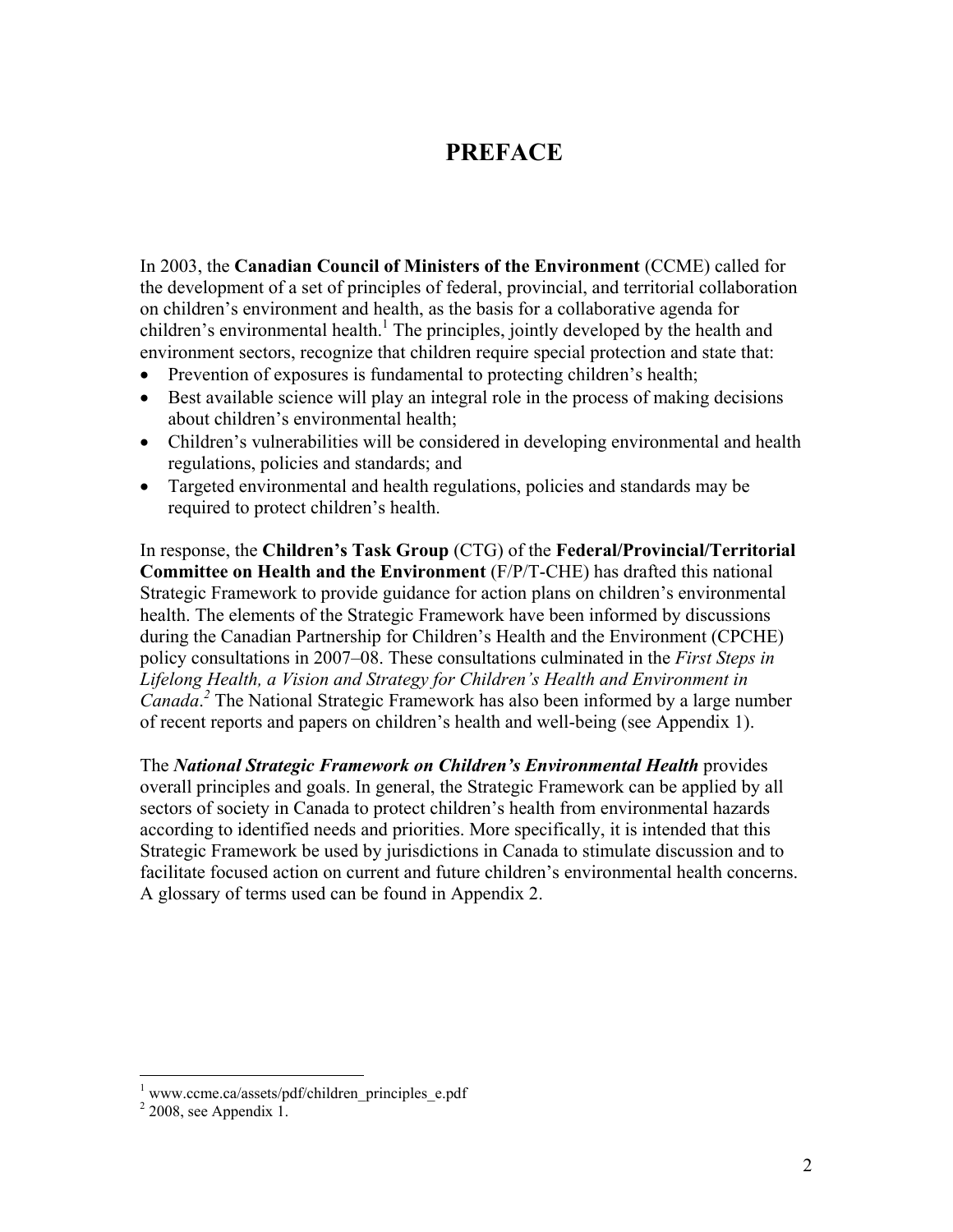# PREFACE

In 2003, the **Canadian Council of Ministers of the Environment** (CCME) called for the development of a set of principles of federal, provincial, and territorial collaboration on children's environment and health, as the basis for a collaborative agenda for children's environmental health.[1] The principles, jointly developed by the health and environment sectors, recognize that children require special protection and state that:

- Prevention of exposures is fundamental to protecting children's health;
- Best available science will play an integral role in the process of making decisions about children's environmental health;
- Children's vulnerabilities will be considered in developing environmental and health regulations, policies and standards; and
- Targeted environmental and health regulations, policies and standards may be required to protect children's health.

In response, the **Children's Task Group** (CTG) of the **Federal/Provincial/Territorial Committee on Health and the Environment** (F/P/T-CHE) has drafted this national Strategic Framework to provide guidance for action plans on children's environmental health. The elements of the Strategic Framework have been informed by discussions during the Canadian Partnership for Children's Health and the Environment (CPCHE) policy consultations in 2007–08. These consultations culminated in the *First Steps in Lifelong Health, a Vision and Strategy for Children's Health and Environment in Canada*.[2] The National Strategic Framework has also been informed by a large number of recent reports and papers on children's health and well-being (see Appendix 1).

The ***National Strategic Framework on Children's Environmental Health*** provides overall principles and goals. In general, the Strategic Framework can be applied by all sectors of society in Canada to protect children's health from environmental hazards according to identified needs and priorities. More specifically, it is intended that this Strategic Framework be used by jurisdictions in Canada to stimulate discussion and to facilitate focused action on current and future children's environmental health concerns. A glossary of terms used can be found in Appendix 2.

---

[1] www.ccme.ca/assets/pdf/children_principles_e.pdf

[2] 2008, see Appendix 1.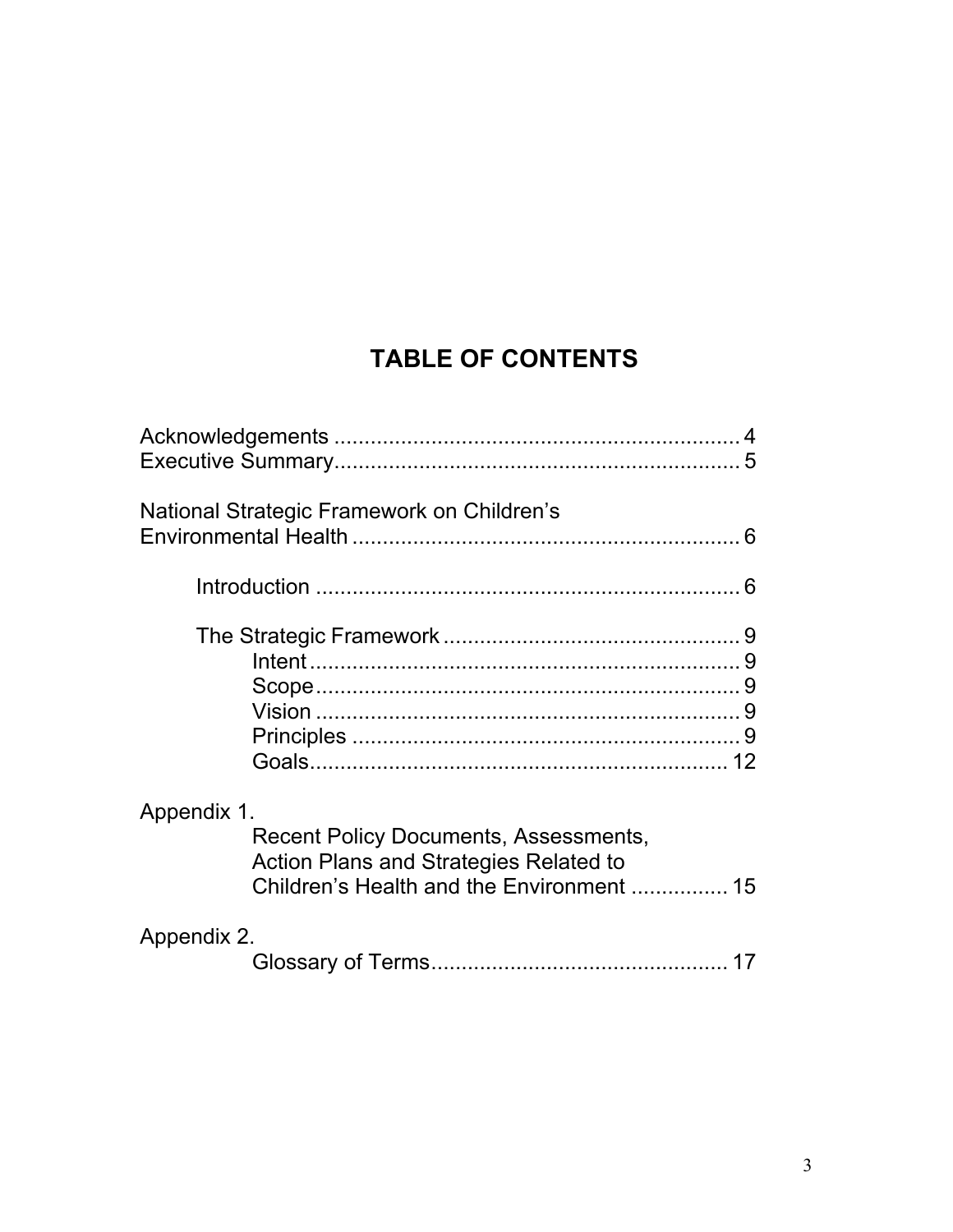# TABLE OF CONTENTS

Acknowledgements .................................................................. 4
Executive Summary.................................................................. 5

National Strategic Framework on Children's Environmental Health ................................................................ 6

- Introduction ...................................................................... 6

- The Strategic Framework ................................................. 9
  - Intent ....................................................................... 9
  - Scope ...................................................................... 9
  - Vision ...................................................................... 9
  - Principles ................................................................ 9
  - Goals...................................................................... 12

Appendix 1.
Recent Policy Documents, Assessments, Action Plans and Strategies Related to Children's Health and the Environment ................ 15

Appendix 2.
Glossary of Terms................................................. 17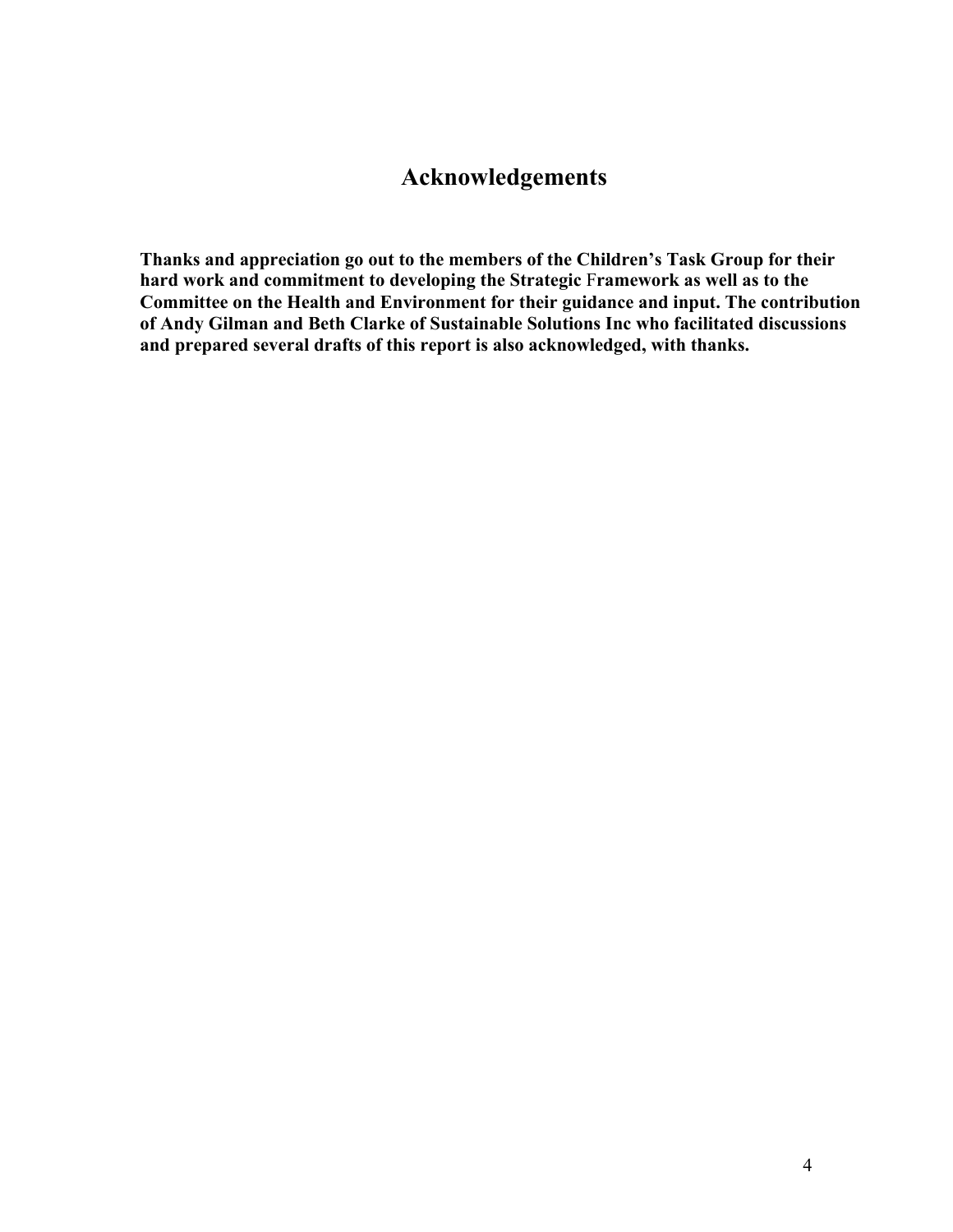# Acknowledgements

**Thanks and appreciation go out to the members of the Children's Task Group for their hard work and commitment to developing the Strategic Framework as well as to the Committee on the Health and Environment for their guidance and input. The contribution of Andy Gilman and Beth Clarke of Sustainable Solutions Inc who facilitated discussions and prepared several drafts of this report is also acknowledged, with thanks.**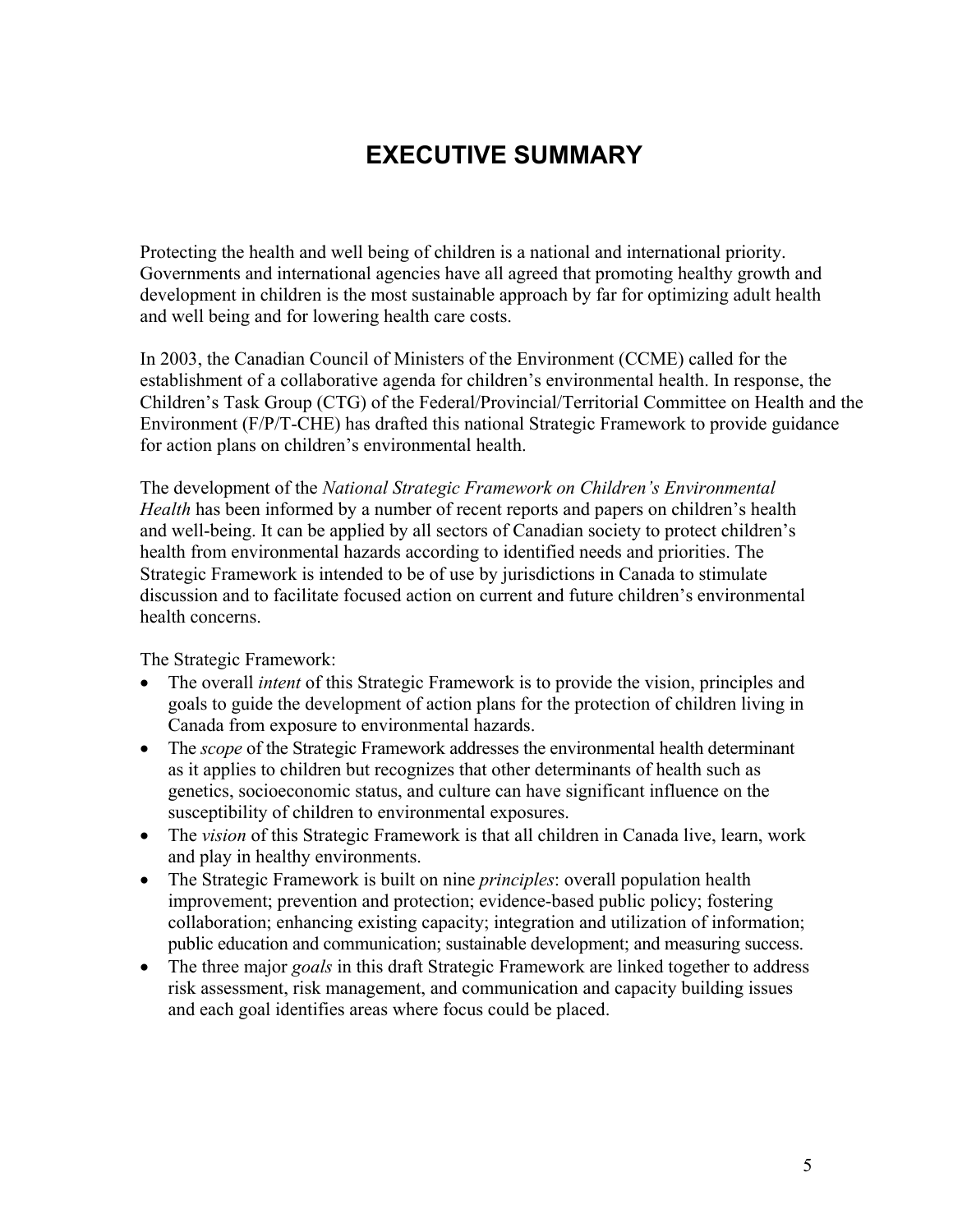# EXECUTIVE SUMMARY

Protecting the health and well being of children is a national and international priority. Governments and international agencies have all agreed that promoting healthy growth and development in children is the most sustainable approach by far for optimizing adult health and well being and for lowering health care costs.

In 2003, the Canadian Council of Ministers of the Environment (CCME) called for the establishment of a collaborative agenda for children's environmental health. In response, the Children's Task Group (CTG) of the Federal/Provincial/Territorial Committee on Health and the Environment (F/P/T-CHE) has drafted this national Strategic Framework to provide guidance for action plans on children's environmental health.

The development of the *National Strategic Framework on Children's Environmental Health* has been informed by a number of recent reports and papers on children's health and well-being. It can be applied by all sectors of Canadian society to protect children's health from environmental hazards according to identified needs and priorities. The Strategic Framework is intended to be of use by jurisdictions in Canada to stimulate discussion and to facilitate focused action on current and future children's environmental health concerns.

The Strategic Framework:

- The overall *intent* of this Strategic Framework is to provide the vision, principles and goals to guide the development of action plans for the protection of children living in Canada from exposure to environmental hazards.
- The *scope* of the Strategic Framework addresses the environmental health determinant as it applies to children but recognizes that other determinants of health such as genetics, socioeconomic status, and culture can have significant influence on the susceptibility of children to environmental exposures.
- The *vision* of this Strategic Framework is that all children in Canada live, learn, work and play in healthy environments.
- The Strategic Framework is built on nine *principles*: overall population health improvement; prevention and protection; evidence-based public policy; fostering collaboration; enhancing existing capacity; integration and utilization of information; public education and communication; sustainable development; and measuring success.
- The three major *goals* in this draft Strategic Framework are linked together to address risk assessment, risk management, and communication and capacity building issues and each goal identifies areas where focus could be placed.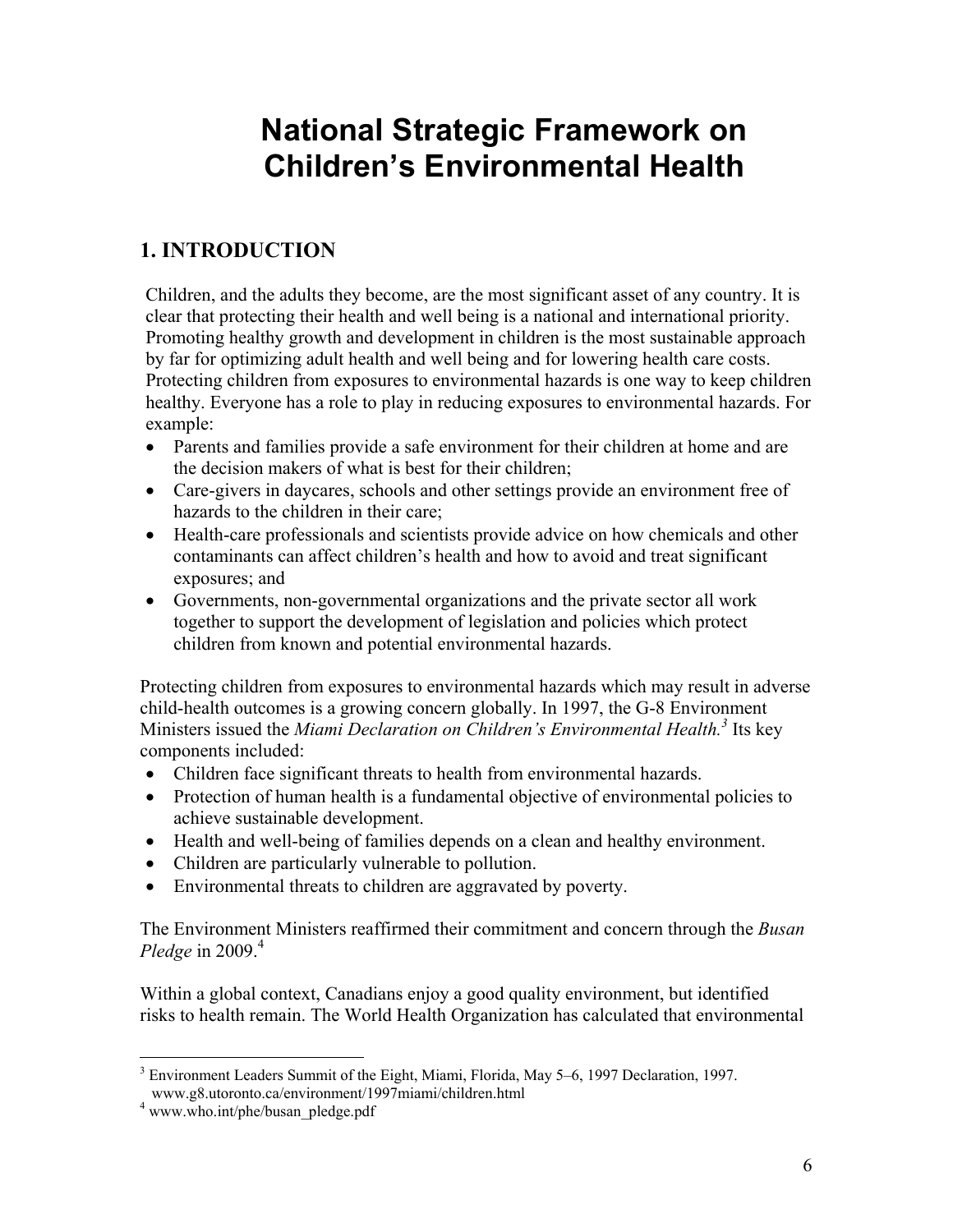# National Strategic Framework on Children's Environmental Health

## 1. INTRODUCTION

Children, and the adults they become, are the most significant asset of any country. It is clear that protecting their health and well being is a national and international priority. Promoting healthy growth and development in children is the most sustainable approach by far for optimizing adult health and well being and for lowering health care costs. Protecting children from exposures to environmental hazards is one way to keep children healthy. Everyone has a role to play in reducing exposures to environmental hazards. For example:

- Parents and families provide a safe environment for their children at home and are the decision makers of what is best for their children;
- Care-givers in daycares, schools and other settings provide an environment free of hazards to the children in their care;
- Health-care professionals and scientists provide advice on how chemicals and other contaminants can affect children's health and how to avoid and treat significant exposures; and
- Governments, non-governmental organizations and the private sector all work together to support the development of legislation and policies which protect children from known and potential environmental hazards.

Protecting children from exposures to environmental hazards which may result in adverse child-health outcomes is a growing concern globally. In 1997, the G-8 Environment Ministers issued the *Miami Declaration on Children's Environmental Health.*[3] Its key components included:

- Children face significant threats to health from environmental hazards.
- Protection of human health is a fundamental objective of environmental policies to achieve sustainable development.
- Health and well-being of families depends on a clean and healthy environment.
- Children are particularly vulnerable to pollution.
- Environmental threats to children are aggravated by poverty.

The Environment Ministers reaffirmed their commitment and concern through the *Busan Pledge* in 2009.[4]

Within a global context, Canadians enjoy a good quality environment, but identified risks to health remain. The World Health Organization has calculated that environmental

---

[3] Environment Leaders Summit of the Eight, Miami, Florida, May 5–6, 1997 Declaration, 1997. www.g8.utoronto.ca/environment/1997miami/children.html

[4] www.who.int/phe/busan_pledge.pdf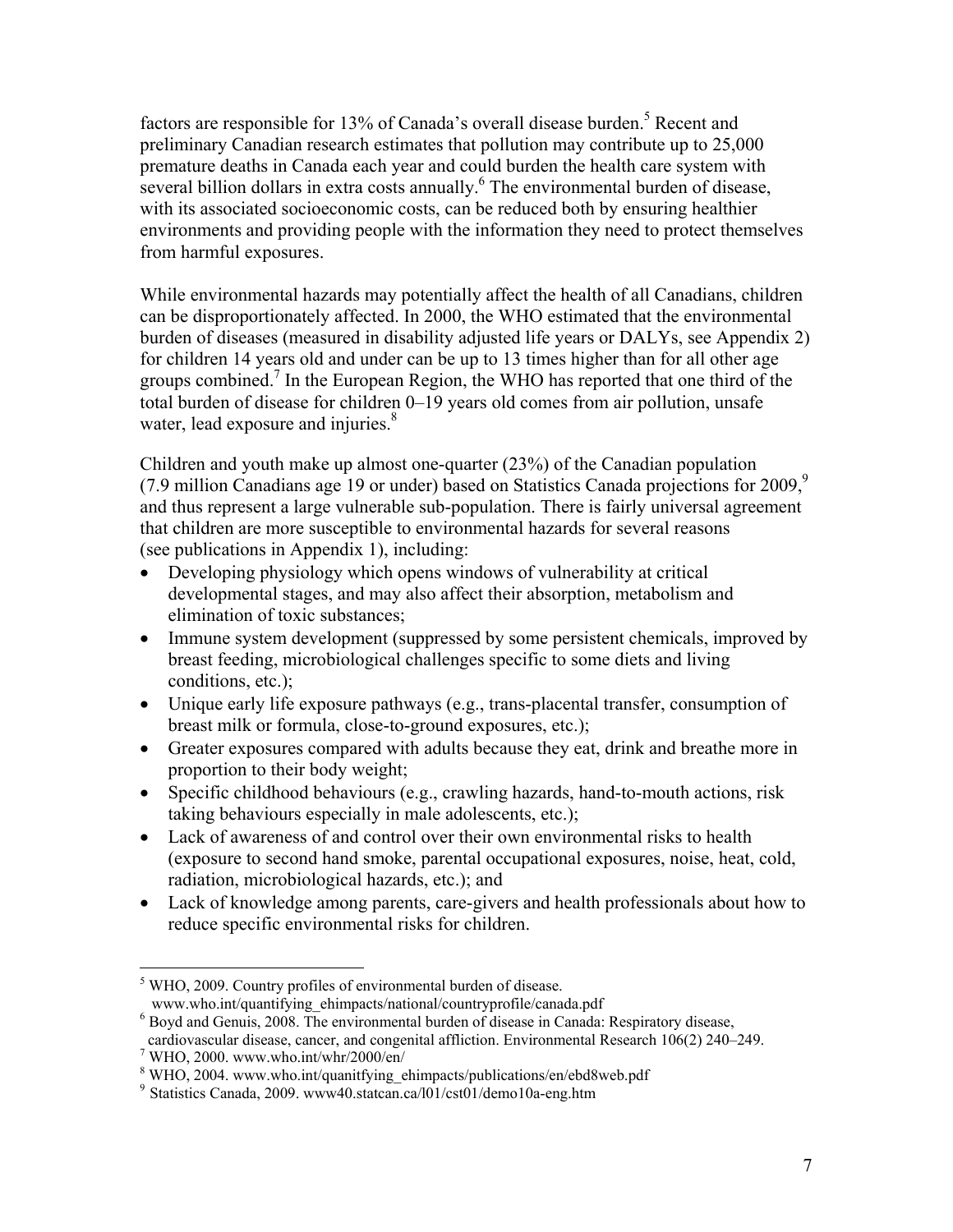factors are responsible for 13% of Canada's overall disease burden.[5] Recent and preliminary Canadian research estimates that pollution may contribute up to 25,000 premature deaths in Canada each year and could burden the health care system with several billion dollars in extra costs annually.[6] The environmental burden of disease, with its associated socioeconomic costs, can be reduced both by ensuring healthier environments and providing people with the information they need to protect themselves from harmful exposures.

While environmental hazards may potentially affect the health of all Canadians, children can be disproportionately affected. In 2000, the WHO estimated that the environmental burden of diseases (measured in disability adjusted life years or DALYs, see Appendix 2) for children 14 years old and under can be up to 13 times higher than for all other age groups combined.[7] In the European Region, the WHO has reported that one third of the total burden of disease for children 0–19 years old comes from air pollution, unsafe water, lead exposure and injuries.[8]

Children and youth make up almost one-quarter (23%) of the Canadian population (7.9 million Canadians age 19 or under) based on Statistics Canada projections for 2009,[9] and thus represent a large vulnerable sub-population. There is fairly universal agreement that children are more susceptible to environmental hazards for several reasons (see publications in Appendix 1), including:

- Developing physiology which opens windows of vulnerability at critical developmental stages, and may also affect their absorption, metabolism and elimination of toxic substances;
- Immune system development (suppressed by some persistent chemicals, improved by breast feeding, microbiological challenges specific to some diets and living conditions, etc.);
- Unique early life exposure pathways (e.g., trans-placental transfer, consumption of breast milk or formula, close-to-ground exposures, etc.);
- Greater exposures compared with adults because they eat, drink and breathe more in proportion to their body weight;
- Specific childhood behaviours (e.g., crawling hazards, hand-to-mouth actions, risk taking behaviours especially in male adolescents, etc.);
- Lack of awareness of and control over their own environmental risks to health (exposure to second hand smoke, parental occupational exposures, noise, heat, cold, radiation, microbiological hazards, etc.); and
- Lack of knowledge among parents, care-givers and health professionals about how to reduce specific environmental risks for children.

---

[5] WHO, 2009. Country profiles of environmental burden of disease. www.who.int/quantifying_ehimpacts/national/countryprofile/canada.pdf

[6] Boyd and Genuis, 2008. The environmental burden of disease in Canada: Respiratory disease, cardiovascular disease, cancer, and congenital affliction. Environmental Research 106(2) 240–249.

[7] WHO, 2000. www.who.int/whr/2000/en/

[8] WHO, 2004. www.who.int/quanitfying_ehimpacts/publications/en/ebd8web.pdf

[9] Statistics Canada, 2009. www40.statcan.ca/l01/cst01/demo10a-eng.htm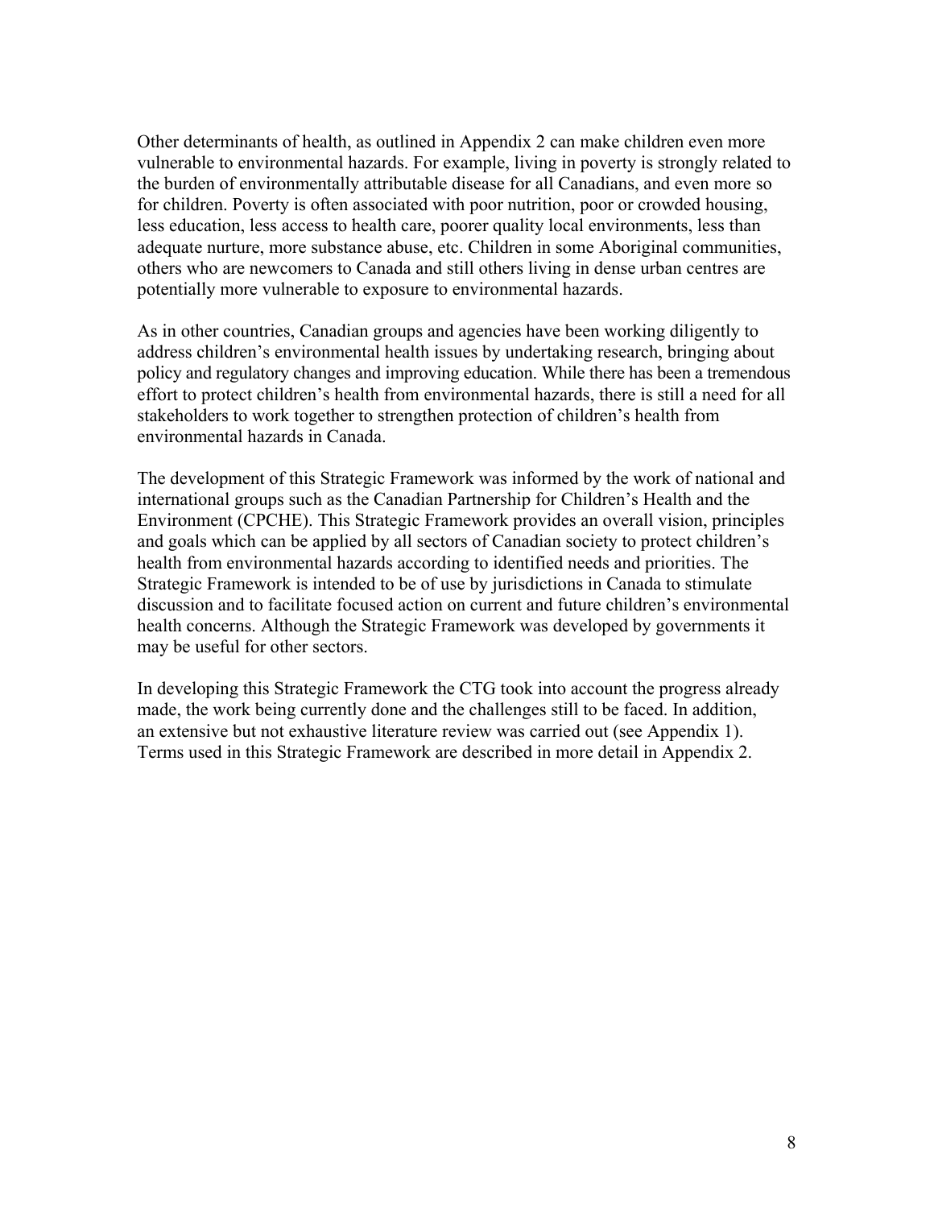Other determinants of health, as outlined in Appendix 2 can make children even more vulnerable to environmental hazards. For example, living in poverty is strongly related to the burden of environmentally attributable disease for all Canadians, and even more so for children. Poverty is often associated with poor nutrition, poor or crowded housing, less education, less access to health care, poorer quality local environments, less than adequate nurture, more substance abuse, etc. Children in some Aboriginal communities, others who are newcomers to Canada and still others living in dense urban centres are potentially more vulnerable to exposure to environmental hazards.

As in other countries, Canadian groups and agencies have been working diligently to address children's environmental health issues by undertaking research, bringing about policy and regulatory changes and improving education. While there has been a tremendous effort to protect children's health from environmental hazards, there is still a need for all stakeholders to work together to strengthen protection of children's health from environmental hazards in Canada.

The development of this Strategic Framework was informed by the work of national and international groups such as the Canadian Partnership for Children's Health and the Environment (CPCHE). This Strategic Framework provides an overall vision, principles and goals which can be applied by all sectors of Canadian society to protect children's health from environmental hazards according to identified needs and priorities. The Strategic Framework is intended to be of use by jurisdictions in Canada to stimulate discussion and to facilitate focused action on current and future children's environmental health concerns. Although the Strategic Framework was developed by governments it may be useful for other sectors.

In developing this Strategic Framework the CTG took into account the progress already made, the work being currently done and the challenges still to be faced. In addition, an extensive but not exhaustive literature review was carried out (see Appendix 1). Terms used in this Strategic Framework are described in more detail in Appendix 2.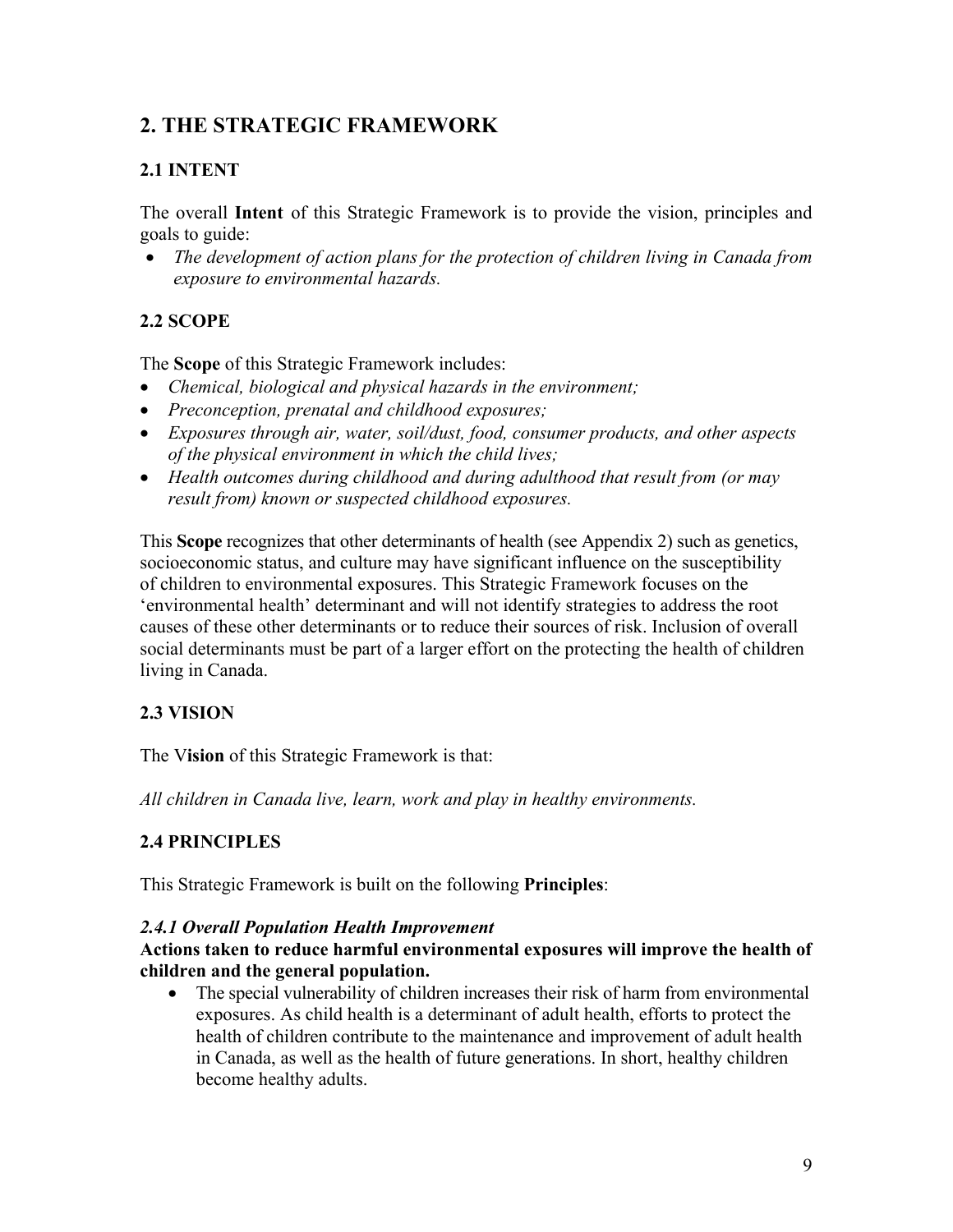## 2. THE STRATEGIC FRAMEWORK

### 2.1 INTENT

The overall **Intent** of this Strategic Framework is to provide the vision, principles and goals to guide:

- *The development of action plans for the protection of children living in Canada from exposure to environmental hazards.*

### 2.2 SCOPE

The **Scope** of this Strategic Framework includes:

- *Chemical, biological and physical hazards in the environment;*
- *Preconception, prenatal and childhood exposures;*
- *Exposures through air, water, soil/dust, food, consumer products, and other aspects of the physical environment in which the child lives;*
- *Health outcomes during childhood and during adulthood that result from (or may result from) known or suspected childhood exposures.*

This **Scope** recognizes that other determinants of health (see Appendix 2) such as genetics, socioeconomic status, and culture may have significant influence on the susceptibility of children to environmental exposures. This Strategic Framework focuses on the 'environmental health' determinant and will not identify strategies to address the root causes of these other determinants or to reduce their sources of risk. Inclusion of overall social determinants must be part of a larger effort on the protecting the health of children living in Canada.

### 2.3 VISION

The V**ision** of this Strategic Framework is that:

*All children in Canada live, learn, work and play in healthy environments.*

### 2.4 PRINCIPLES

This Strategic Framework is built on the following **Principles**:

#### *2.4.1 Overall Population Health Improvement*

**Actions taken to reduce harmful environmental exposures will improve the health of children and the general population.**

- The special vulnerability of children increases their risk of harm from environmental exposures. As child health is a determinant of adult health, efforts to protect the health of children contribute to the maintenance and improvement of adult health in Canada, as well as the health of future generations. In short, healthy children become healthy adults.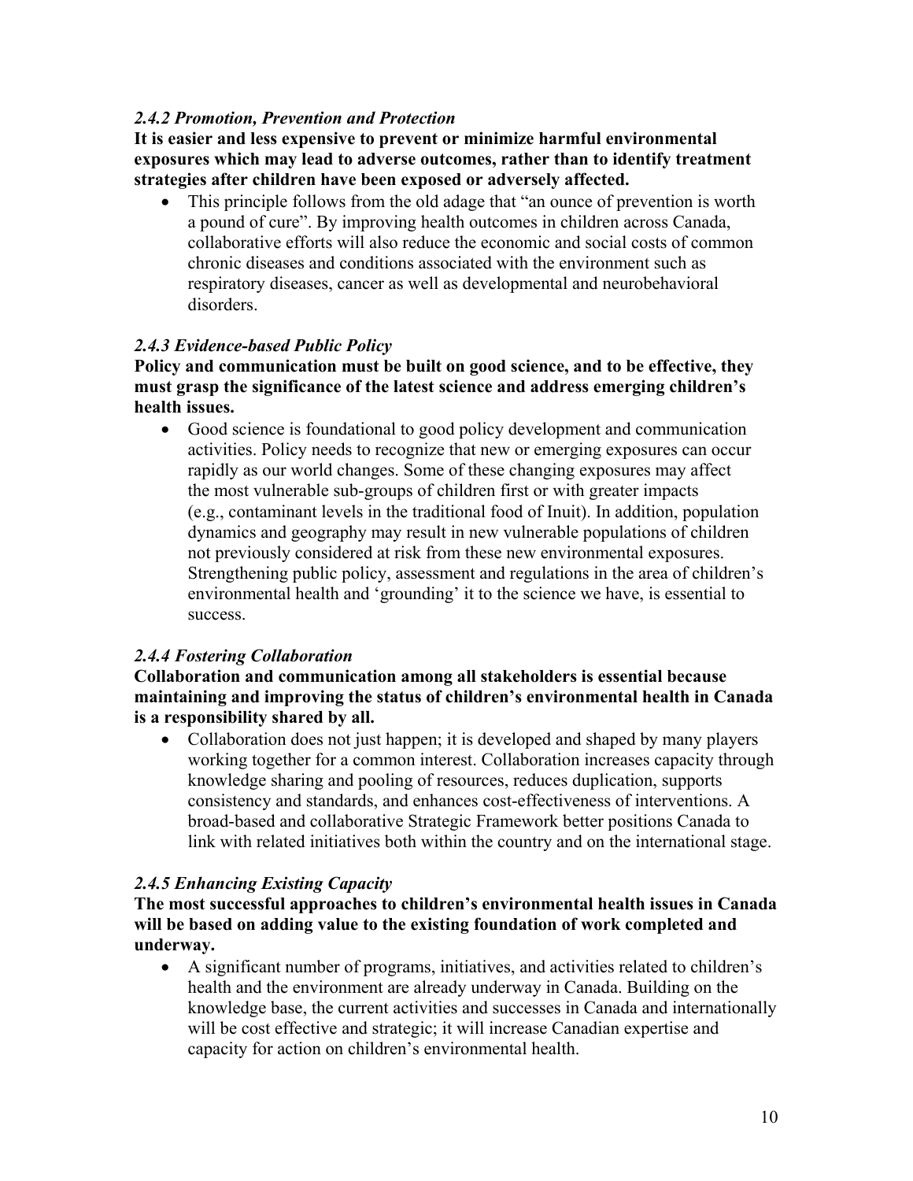#### *2.4.2 Promotion, Prevention and Protection*

**It is easier and less expensive to prevent or minimize harmful environmental exposures which may lead to adverse outcomes, rather than to identify treatment strategies after children have been exposed or adversely affected.**

- This principle follows from the old adage that "an ounce of prevention is worth a pound of cure". By improving health outcomes in children across Canada, collaborative efforts will also reduce the economic and social costs of common chronic diseases and conditions associated with the environment such as respiratory diseases, cancer as well as developmental and neurobehavioral disorders.

#### *2.4.3 Evidence-based Public Policy*

**Policy and communication must be built on good science, and to be effective, they must grasp the significance of the latest science and address emerging children's health issues.**

- Good science is foundational to good policy development and communication activities. Policy needs to recognize that new or emerging exposures can occur rapidly as our world changes. Some of these changing exposures may affect the most vulnerable sub-groups of children first or with greater impacts (e.g., contaminant levels in the traditional food of Inuit). In addition, population dynamics and geography may result in new vulnerable populations of children not previously considered at risk from these new environmental exposures. Strengthening public policy, assessment and regulations in the area of children's environmental health and 'grounding' it to the science we have, is essential to success.

#### *2.4.4 Fostering Collaboration*

**Collaboration and communication among all stakeholders is essential because maintaining and improving the status of children's environmental health in Canada is a responsibility shared by all.**

- Collaboration does not just happen; it is developed and shaped by many players working together for a common interest. Collaboration increases capacity through knowledge sharing and pooling of resources, reduces duplication, supports consistency and standards, and enhances cost-effectiveness of interventions. A broad-based and collaborative Strategic Framework better positions Canada to link with related initiatives both within the country and on the international stage.

#### *2.4.5 Enhancing Existing Capacity*

**The most successful approaches to children's environmental health issues in Canada will be based on adding value to the existing foundation of work completed and underway.**

- A significant number of programs, initiatives, and activities related to children's health and the environment are already underway in Canada. Building on the knowledge base, the current activities and successes in Canada and internationally will be cost effective and strategic; it will increase Canadian expertise and capacity for action on children's environmental health.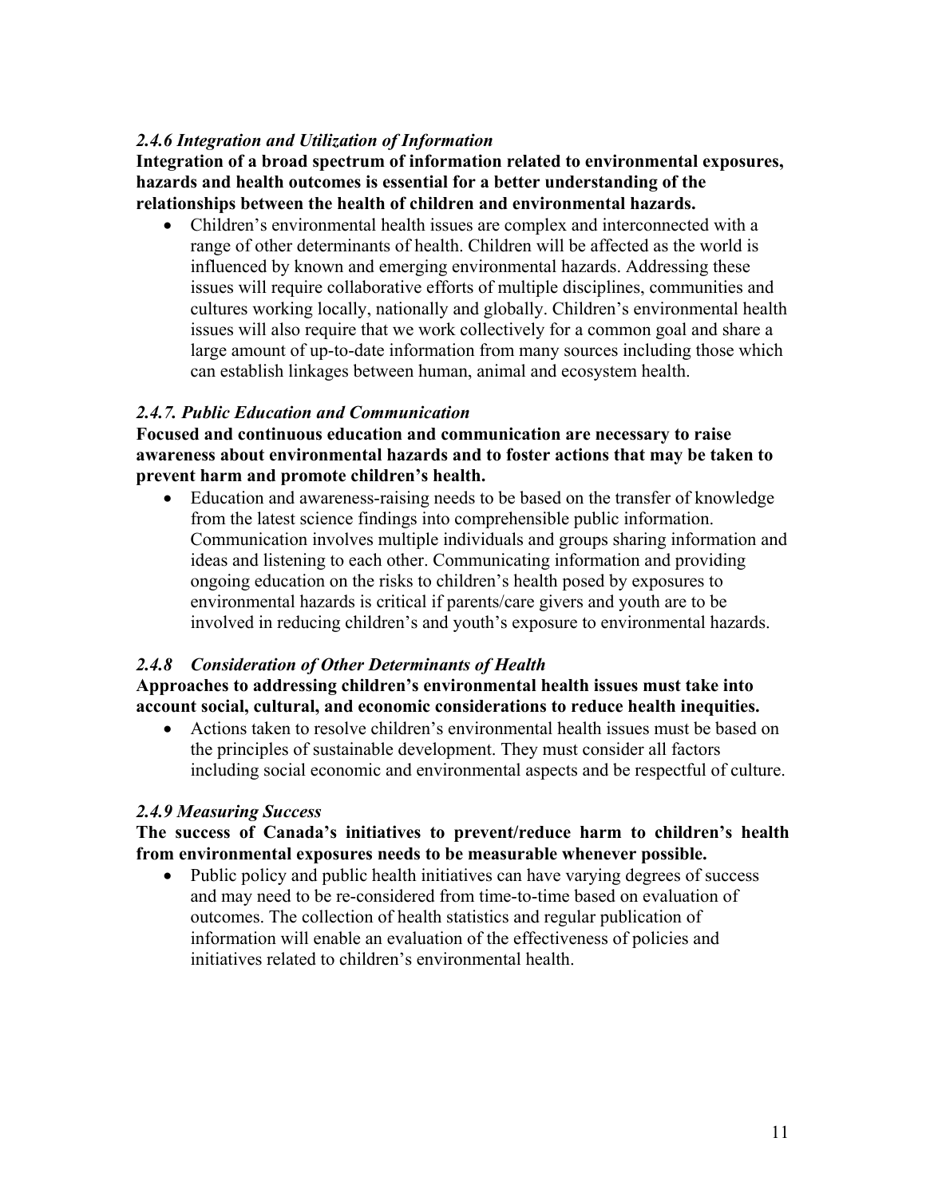### *2.4.6 Integration and Utilization of Information*

**Integration of a broad spectrum of information related to environmental exposures, hazards and health outcomes is essential for a better understanding of the relationships between the health of children and environmental hazards.**

- Children's environmental health issues are complex and interconnected with a range of other determinants of health. Children will be affected as the world is influenced by known and emerging environmental hazards. Addressing these issues will require collaborative efforts of multiple disciplines, communities and cultures working locally, nationally and globally. Children's environmental health issues will also require that we work collectively for a common goal and share a large amount of up-to-date information from many sources including those which can establish linkages between human, animal and ecosystem health.

### *2.4.7. Public Education and Communication*

**Focused and continuous education and communication are necessary to raise awareness about environmental hazards and to foster actions that may be taken to prevent harm and promote children's health.**

- Education and awareness-raising needs to be based on the transfer of knowledge from the latest science findings into comprehensible public information. Communication involves multiple individuals and groups sharing information and ideas and listening to each other. Communicating information and providing ongoing education on the risks to children's health posed by exposures to environmental hazards is critical if parents/care givers and youth are to be involved in reducing children's and youth's exposure to environmental hazards.

### *2.4.8 Consideration of Other Determinants of Health*

**Approaches to addressing children's environmental health issues must take into account social, cultural, and economic considerations to reduce health inequities.**

- Actions taken to resolve children's environmental health issues must be based on the principles of sustainable development. They must consider all factors including social economic and environmental aspects and be respectful of culture.

### *2.4.9 Measuring Success*

**The success of Canada's initiatives to prevent/reduce harm to children's health from environmental exposures needs to be measurable whenever possible.**

- Public policy and public health initiatives can have varying degrees of success and may need to be re-considered from time-to-time based on evaluation of outcomes. The collection of health statistics and regular publication of information will enable an evaluation of the effectiveness of policies and initiatives related to children's environmental health.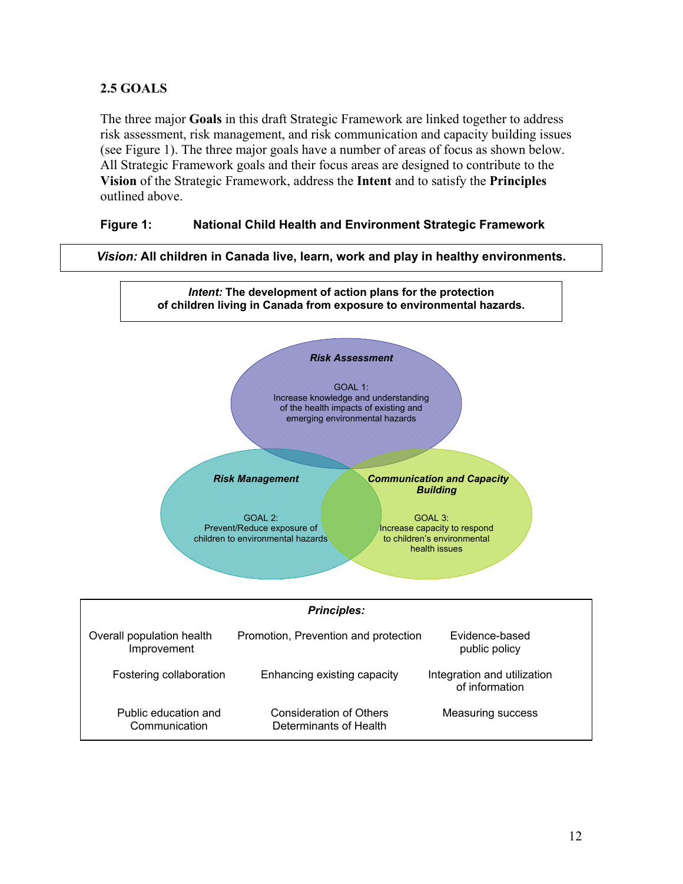## 2.5 GOALS

The three major **Goals** in this draft Strategic Framework are linked together to address risk assessment, risk management, and risk communication and capacity building issues (see Figure 1). The three major goals have a number of areas of focus as shown below. All Strategic Framework goals and their focus areas are designed to contribute to the **Vision** of the Strategic Framework, address the **Intent** and to satisfy the **Principles** outlined above.

**Figure 1: National Child Health and Environment Strategic Framework**

***Vision:*** **All children in Canada live, learn, work and play in healthy environments.**

***Intent:*** **The development of action plans for the protection of children living in Canada from exposure to environmental hazards.**

***Risk Assessment***

GOAL 1:
Increase knowledge and understanding of the health impacts of existing and emerging environmental hazards

***Risk Management***

GOAL 2:
Prevent/Reduce exposure of children to environmental hazards

***Communication and Capacity Building***

GOAL 3:
Increase capacity to respond to children's environmental health issues

***Principles:***

| | | |
|---|---|---|
| Overall population health Improvement | Promotion, Prevention and protection | Evidence-based public policy |
| Fostering collaboration | Enhancing existing capacity | Integration and utilization of information |
| Public education and Communication | Consideration of Others Determinants of Health | Measuring success |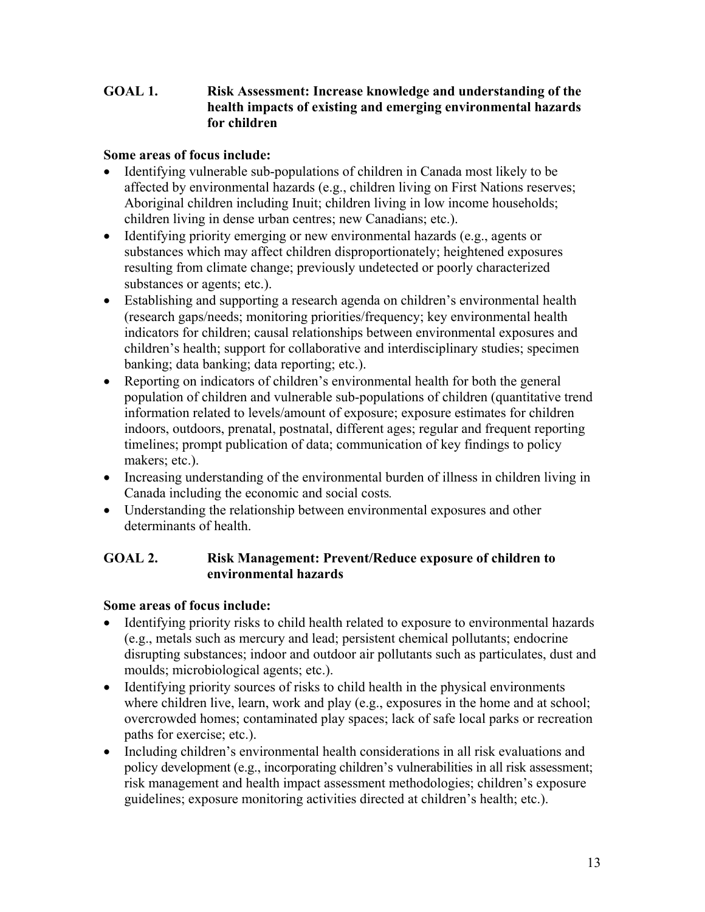## GOAL 1. Risk Assessment: Increase knowledge and understanding of the health impacts of existing and emerging environmental hazards for children

**Some areas of focus include:**

- Identifying vulnerable sub-populations of children in Canada most likely to be affected by environmental hazards (e.g., children living on First Nations reserves; Aboriginal children including Inuit; children living in low income households; children living in dense urban centres; new Canadians; etc.).
- Identifying priority emerging or new environmental hazards (e.g., agents or substances which may affect children disproportionately; heightened exposures resulting from climate change; previously undetected or poorly characterized substances or agents; etc.).
- Establishing and supporting a research agenda on children's environmental health (research gaps/needs; monitoring priorities/frequency; key environmental health indicators for children; causal relationships between environmental exposures and children's health; support for collaborative and interdisciplinary studies; specimen banking; data banking; data reporting; etc.).
- Reporting on indicators of children's environmental health for both the general population of children and vulnerable sub-populations of children (quantitative trend information related to levels/amount of exposure; exposure estimates for children indoors, outdoors, prenatal, postnatal, different ages; regular and frequent reporting timelines; prompt publication of data; communication of key findings to policy makers; etc.).
- Increasing understanding of the environmental burden of illness in children living in Canada including the economic and social costs*.*
- Understanding the relationship between environmental exposures and other determinants of health.

## GOAL 2. Risk Management: Prevent/Reduce exposure of children to environmental hazards

**Some areas of focus include:**

- Identifying priority risks to child health related to exposure to environmental hazards (e.g., metals such as mercury and lead; persistent chemical pollutants; endocrine disrupting substances; indoor and outdoor air pollutants such as particulates, dust and moulds; microbiological agents; etc.).
- Identifying priority sources of risks to child health in the physical environments where children live, learn, work and play (e.g., exposures in the home and at school; overcrowded homes; contaminated play spaces; lack of safe local parks or recreation paths for exercise; etc.).
- Including children's environmental health considerations in all risk evaluations and policy development (e.g., incorporating children's vulnerabilities in all risk assessment; risk management and health impact assessment methodologies; children's exposure guidelines; exposure monitoring activities directed at children's health; etc.).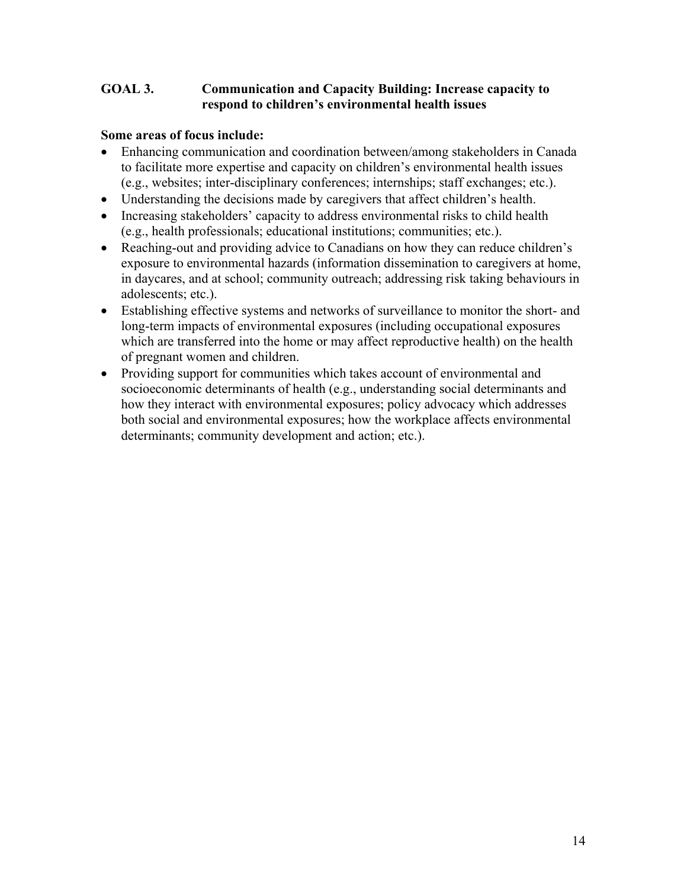## GOAL 3. Communication and Capacity Building: Increase capacity to respond to children's environmental health issues

**Some areas of focus include:**

- Enhancing communication and coordination between/among stakeholders in Canada to facilitate more expertise and capacity on children's environmental health issues (e.g., websites; inter-disciplinary conferences; internships; staff exchanges; etc.).
- Understanding the decisions made by caregivers that affect children's health.
- Increasing stakeholders' capacity to address environmental risks to child health (e.g., health professionals; educational institutions; communities; etc.).
- Reaching-out and providing advice to Canadians on how they can reduce children's exposure to environmental hazards (information dissemination to caregivers at home, in daycares, and at school; community outreach; addressing risk taking behaviours in adolescents; etc.).
- Establishing effective systems and networks of surveillance to monitor the short- and long-term impacts of environmental exposures (including occupational exposures which are transferred into the home or may affect reproductive health) on the health of pregnant women and children.
- Providing support for communities which takes account of environmental and socioeconomic determinants of health (e.g., understanding social determinants and how they interact with environmental exposures; policy advocacy which addresses both social and environmental exposures; how the workplace affects environmental determinants; community development and action; etc.).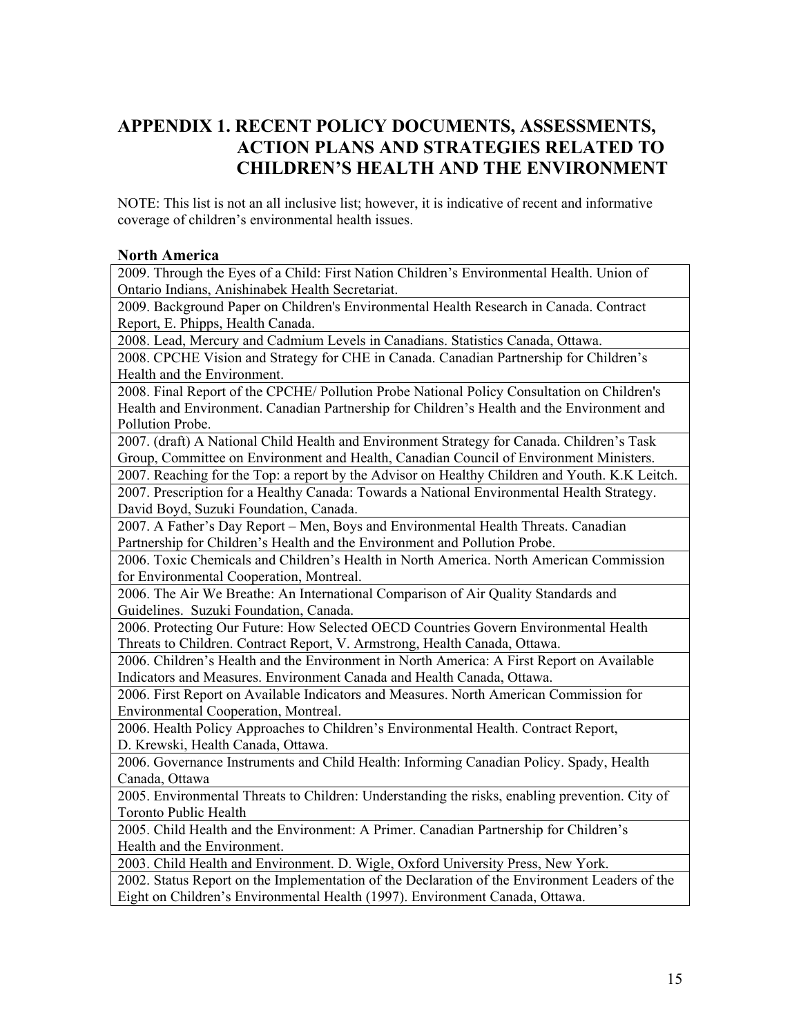# APPENDIX 1. RECENT POLICY DOCUMENTS, ASSESSMENTS, ACTION PLANS AND STRATEGIES RELATED TO CHILDREN'S HEALTH AND THE ENVIRONMENT

NOTE: This list is not an all inclusive list; however, it is indicative of recent and informative coverage of children's environmental health issues.

### North America

| |
|---|
| 2009. Through the Eyes of a Child: First Nation Children's Environmental Health. Union of Ontario Indians, Anishinabek Health Secretariat. |
| 2009. Background Paper on Children's Environmental Health Research in Canada. Contract Report, E. Phipps, Health Canada. |
| 2008. Lead, Mercury and Cadmium Levels in Canadians. Statistics Canada, Ottawa. |
| 2008. CPCHE Vision and Strategy for CHE in Canada. Canadian Partnership for Children's Health and the Environment. |
| 2008. Final Report of the CPCHE/ Pollution Probe National Policy Consultation on Children's Health and Environment. Canadian Partnership for Children's Health and the Environment and Pollution Probe. |
| 2007. (draft) A National Child Health and Environment Strategy for Canada. Children's Task Group, Committee on Environment and Health, Canadian Council of Environment Ministers. |
| 2007. Reaching for the Top: a report by the Advisor on Healthy Children and Youth. K.K Leitch. |
| 2007. Prescription for a Healthy Canada: Towards a National Environmental Health Strategy. David Boyd, Suzuki Foundation, Canada. |
| 2007. A Father's Day Report – Men, Boys and Environmental Health Threats. Canadian Partnership for Children's Health and the Environment and Pollution Probe. |
| 2006. Toxic Chemicals and Children's Health in North America. North American Commission for Environmental Cooperation, Montreal. |
| 2006. The Air We Breathe: An International Comparison of Air Quality Standards and Guidelines. Suzuki Foundation, Canada. |
| 2006. Protecting Our Future: How Selected OECD Countries Govern Environmental Health Threats to Children. Contract Report, V. Armstrong, Health Canada, Ottawa. |
| 2006. Children's Health and the Environment in North America: A First Report on Available Indicators and Measures. Environment Canada and Health Canada, Ottawa. |
| 2006. First Report on Available Indicators and Measures. North American Commission for Environmental Cooperation, Montreal. |
| 2006. Health Policy Approaches to Children's Environmental Health. Contract Report, D. Krewski, Health Canada, Ottawa. |
| 2006. Governance Instruments and Child Health: Informing Canadian Policy. Spady, Health Canada, Ottawa |
| 2005. Environmental Threats to Children: Understanding the risks, enabling prevention. City of Toronto Public Health |
| 2005. Child Health and the Environment: A Primer. Canadian Partnership for Children's Health and the Environment. |
| 2003. Child Health and Environment. D. Wigle, Oxford University Press, New York. |
| 2002. Status Report on the Implementation of the Declaration of the Environment Leaders of the Eight on Children's Environmental Health (1997). Environment Canada, Ottawa. |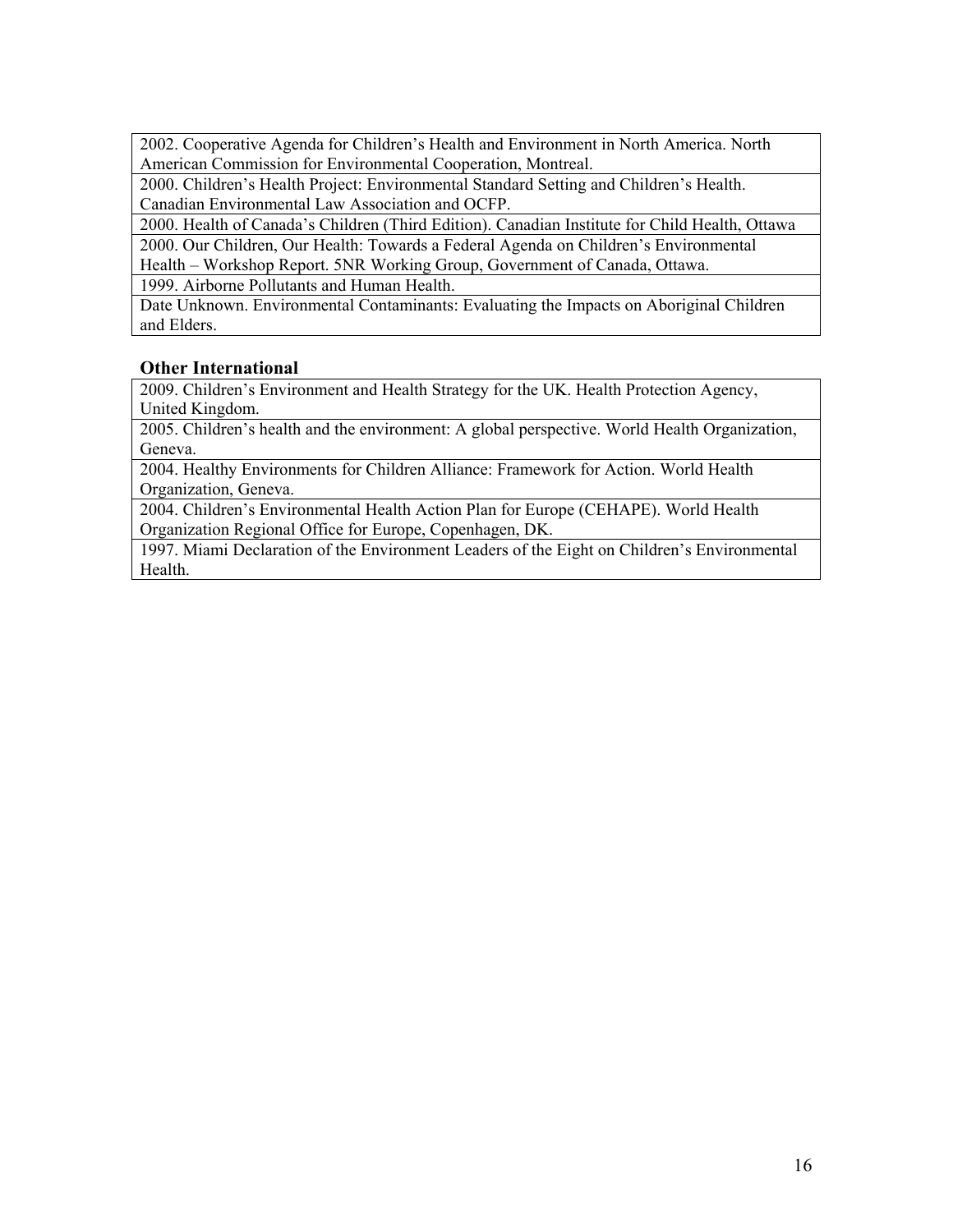| 2002. Cooperative Agenda for Children's Health and Environment in North America. North American Commission for Environmental Cooperation, Montreal. |
|---|
| 2000. Children's Health Project: Environmental Standard Setting and Children's Health. Canadian Environmental Law Association and OCFP. |
| 2000. Health of Canada's Children (Third Edition). Canadian Institute for Child Health, Ottawa |
| 2000. Our Children, Our Health: Towards a Federal Agenda on Children's Environmental Health – Workshop Report. 5NR Working Group, Government of Canada, Ottawa. |
| 1999. Airborne Pollutants and Human Health. |
| Date Unknown. Environmental Contaminants: Evaluating the Impacts on Aboriginal Children and Elders. |

### Other International

| 2009. Children's Environment and Health Strategy for the UK. Health Protection Agency, United Kingdom. |
|---|
| 2005. Children's health and the environment: A global perspective. World Health Organization, Geneva. |
| 2004. Healthy Environments for Children Alliance: Framework for Action. World Health Organization, Geneva. |
| 2004. Children's Environmental Health Action Plan for Europe (CEHAPE). World Health Organization Regional Office for Europe, Copenhagen, DK. |
| 1997. Miami Declaration of the Environment Leaders of the Eight on Children's Environmental Health. |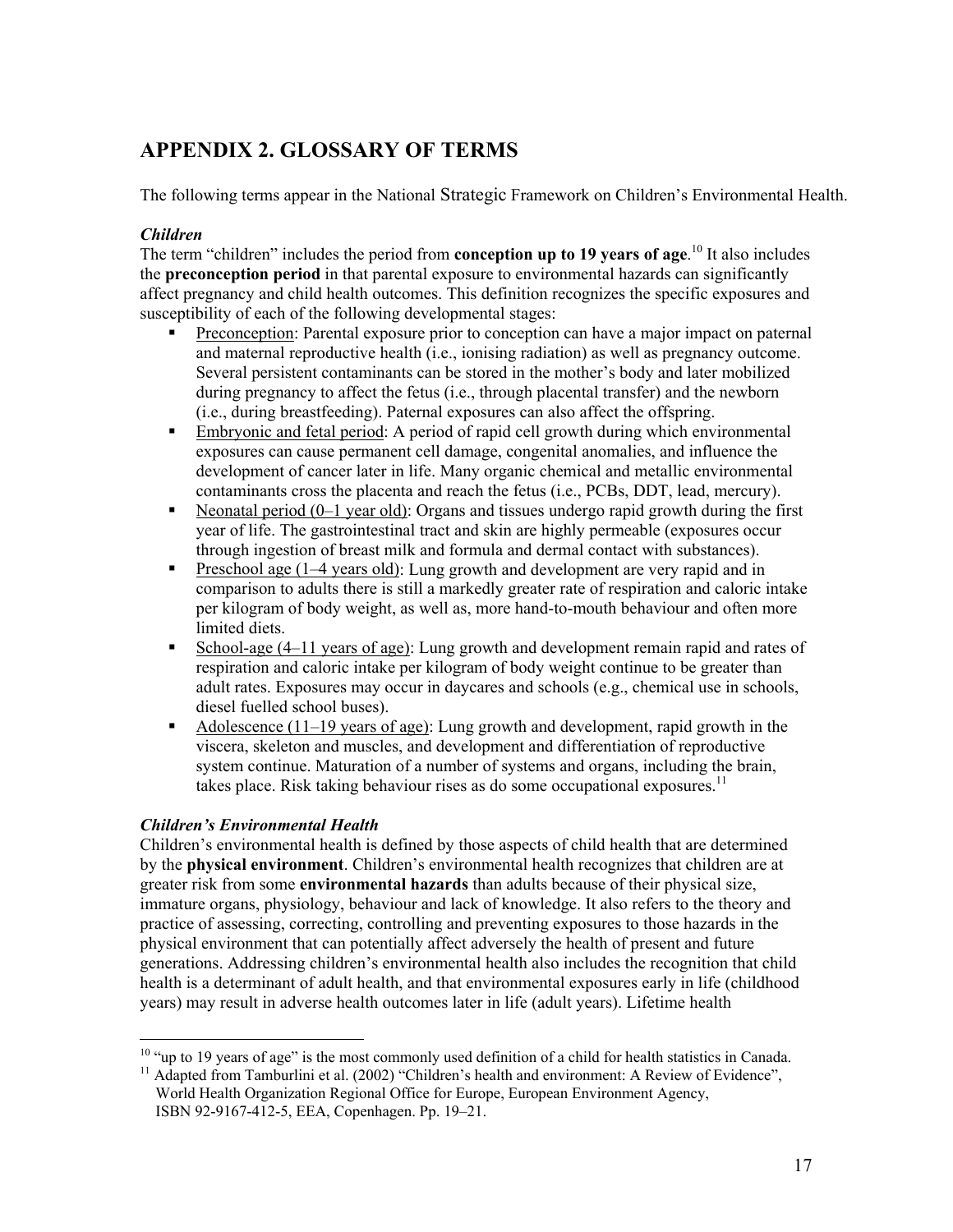## APPENDIX 2. GLOSSARY OF TERMS

The following terms appear in the National Strategic Framework on Children's Environmental Health.

***Children***

The term "children" includes the period from **conception up to 19 years of age**.[10] It also includes the **preconception period** in that parental exposure to environmental hazards can significantly affect pregnancy and child health outcomes. This definition recognizes the specific exposures and susceptibility of each of the following developmental stages:

- Preconception: Parental exposure prior to conception can have a major impact on paternal and maternal reproductive health (i.e., ionising radiation) as well as pregnancy outcome. Several persistent contaminants can be stored in the mother's body and later mobilized during pregnancy to affect the fetus (i.e., through placental transfer) and the newborn (i.e., during breastfeeding). Paternal exposures can also affect the offspring.
- Embryonic and fetal period: A period of rapid cell growth during which environmental exposures can cause permanent cell damage, congenital anomalies, and influence the development of cancer later in life. Many organic chemical and metallic environmental contaminants cross the placenta and reach the fetus (i.e., PCBs, DDT, lead, mercury).
- Neonatal period (0–1 year old): Organs and tissues undergo rapid growth during the first year of life. The gastrointestinal tract and skin are highly permeable (exposures occur through ingestion of breast milk and formula and dermal contact with substances).
- Preschool age (1–4 years old): Lung growth and development are very rapid and in comparison to adults there is still a markedly greater rate of respiration and caloric intake per kilogram of body weight, as well as, more hand-to-mouth behaviour and often more limited diets.
- School-age (4–11 years of age): Lung growth and development remain rapid and rates of respiration and caloric intake per kilogram of body weight continue to be greater than adult rates. Exposures may occur in daycares and schools (e.g., chemical use in schools, diesel fuelled school buses).
- Adolescence (11–19 years of age): Lung growth and development, rapid growth in the viscera, skeleton and muscles, and development and differentiation of reproductive system continue. Maturation of a number of systems and organs, including the brain, takes place. Risk taking behaviour rises as do some occupational exposures.[11]

***Children's Environmental Health***

Children's environmental health is defined by those aspects of child health that are determined by the **physical environment**. Children's environmental health recognizes that children are at greater risk from some **environmental hazards** than adults because of their physical size, immature organs, physiology, behaviour and lack of knowledge. It also refers to the theory and practice of assessing, correcting, controlling and preventing exposures to those hazards in the physical environment that can potentially affect adversely the health of present and future generations. Addressing children's environmental health also includes the recognition that child health is a determinant of adult health, and that environmental exposures early in life (childhood years) may result in adverse health outcomes later in life (adult years). Lifetime health

---

[10] "up to 19 years of age" is the most commonly used definition of a child for health statistics in Canada.

[11] Adapted from Tamburlini et al. (2002) "Children's health and environment: A Review of Evidence", World Health Organization Regional Office for Europe, European Environment Agency, ISBN 92-9167-412-5, EEA, Copenhagen. Pp. 19–21.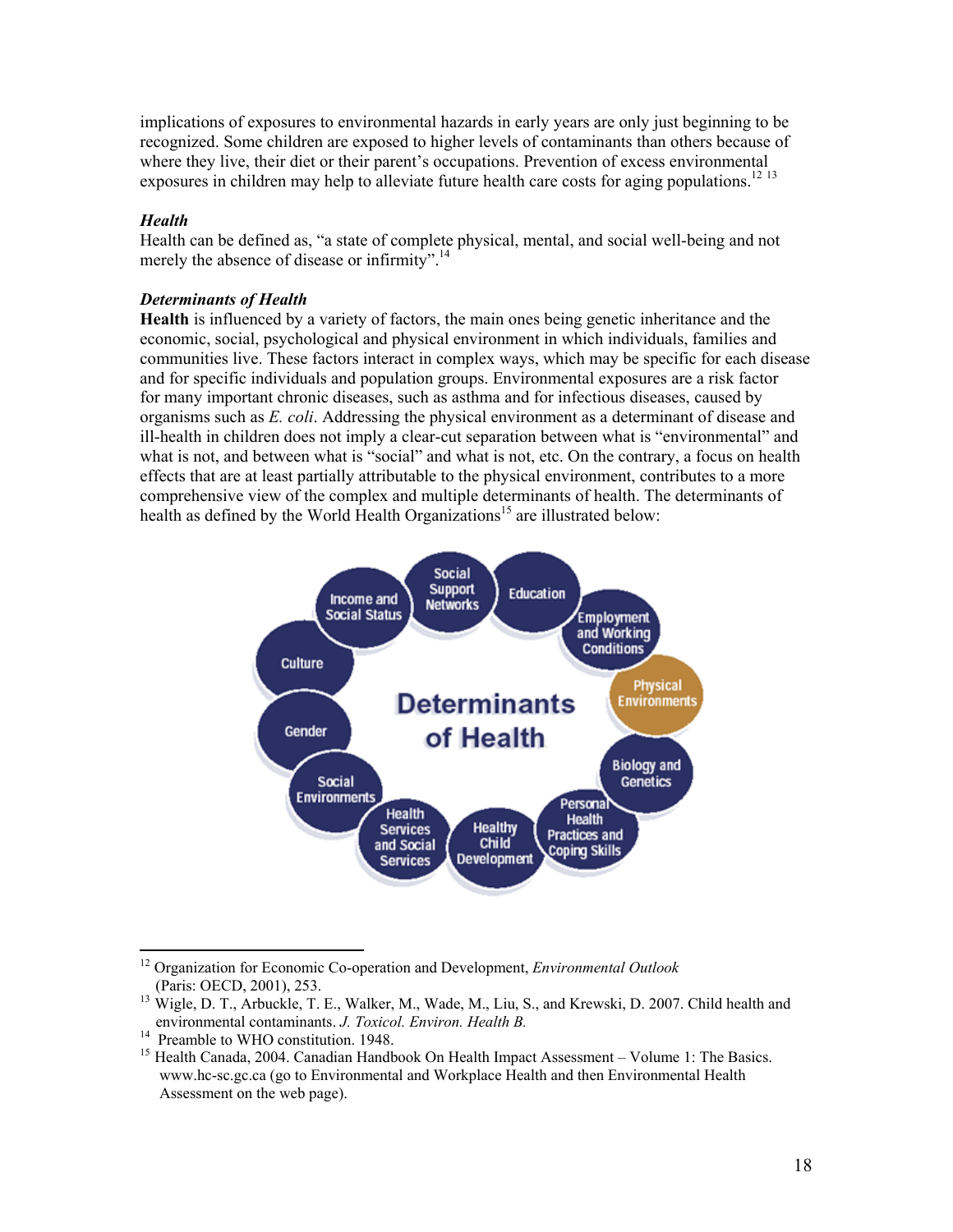implications of exposures to environmental hazards in early years are only just beginning to be recognized. Some children are exposed to higher levels of contaminants than others because of where they live, their diet or their parent's occupations. Prevention of excess environmental exposures in children may help to alleviate future health care costs for aging populations.[12 13]

***Health***

Health can be defined as, "a state of complete physical, mental, and social well-being and not merely the absence of disease or infirmity".[14]

***Determinants of Health***

**Health** is influenced by a variety of factors, the main ones being genetic inheritance and the economic, social, psychological and physical environment in which individuals, families and communities live. These factors interact in complex ways, which may be specific for each disease and for specific individuals and population groups. Environmental exposures are a risk factor for many important chronic diseases, such as asthma and for infectious diseases, caused by organisms such as *E. coli*. Addressing the physical environment as a determinant of disease and ill-health in children does not imply a clear-cut separation between what is "environmental" and what is not, and between what is "social" and what is not, etc. On the contrary, a focus on health effects that are at least partially attributable to the physical environment, contributes to a more comprehensive view of the complex and multiple determinants of health. The determinants of health as defined by the World Health Organizations[15] are illustrated below:

Determinants of Health: Income and Social Status; Social Support Networks; Education; Employment and Working Conditions; Physical Environments; Biology and Genetics; Personal Health Practices and Coping Skills; Healthy Child Development; Health Services and Social Services; Social Environments; Gender; Culture

---

[12] Organization for Economic Co-operation and Development, *Environmental Outlook* (Paris: OECD, 2001), 253.

[13] Wigle, D. T., Arbuckle, T. E., Walker, M., Wade, M., Liu, S., and Krewski, D. 2007. Child health and environmental contaminants. *J. Toxicol. Environ. Health B.*

[14] Preamble to WHO constitution. 1948.

[15] Health Canada, 2004. Canadian Handbook On Health Impact Assessment – Volume 1: The Basics. www.hc-sc.gc.ca (go to Environmental and Workplace Health and then Environmental Health Assessment on the web page).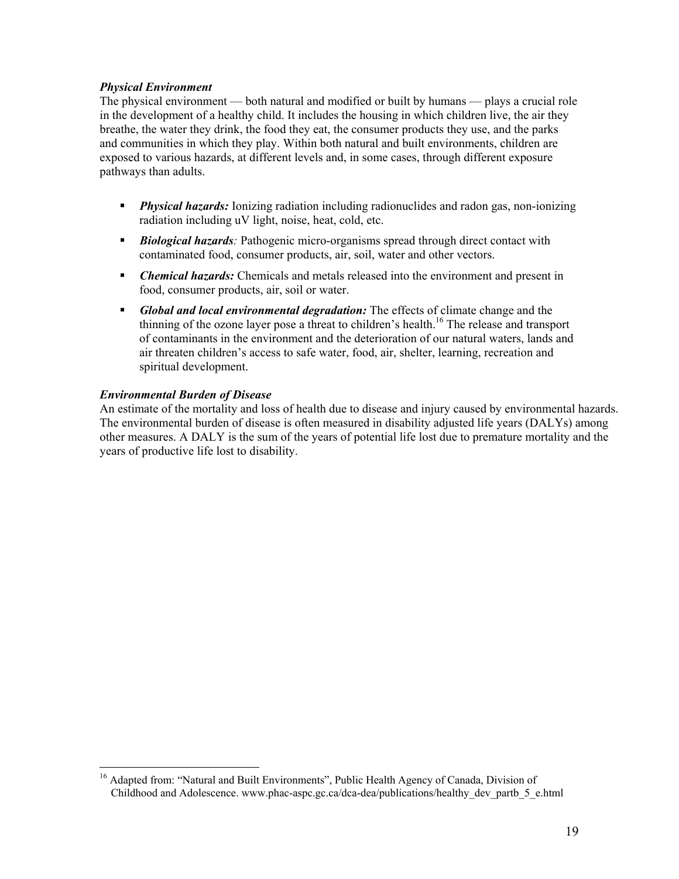***Physical Environment***

The physical environment — both natural and modified or built by humans — plays a crucial role in the development of a healthy child. It includes the housing in which children live, the air they breathe, the water they drink, the food they eat, the consumer products they use, and the parks and communities in which they play. Within both natural and built environments, children are exposed to various hazards, at different levels and, in some cases, through different exposure pathways than adults.

- ***Physical hazards:*** Ionizing radiation including radionuclides and radon gas, non-ionizing radiation including uV light, noise, heat, cold, etc.
- ***Biological hazards****:* Pathogenic micro-organisms spread through direct contact with contaminated food, consumer products, air, soil, water and other vectors.
- ***Chemical hazards:*** Chemicals and metals released into the environment and present in food, consumer products, air, soil or water.
- ***Global and local environmental degradation:*** The effects of climate change and the thinning of the ozone layer pose a threat to children's health.[16] The release and transport of contaminants in the environment and the deterioration of our natural waters, lands and air threaten children's access to safe water, food, air, shelter, learning, recreation and spiritual development.

***Environmental Burden of Disease***

An estimate of the mortality and loss of health due to disease and injury caused by environmental hazards. The environmental burden of disease is often measured in disability adjusted life years (DALYs) among other measures. A DALY is the sum of the years of potential life lost due to premature mortality and the years of productive life lost to disability.

[16] Adapted from: "Natural and Built Environments", Public Health Agency of Canada, Division of Childhood and Adolescence. www.phac-aspc.gc.ca/dca-dea/publications/healthy_dev_partb_5_e.html